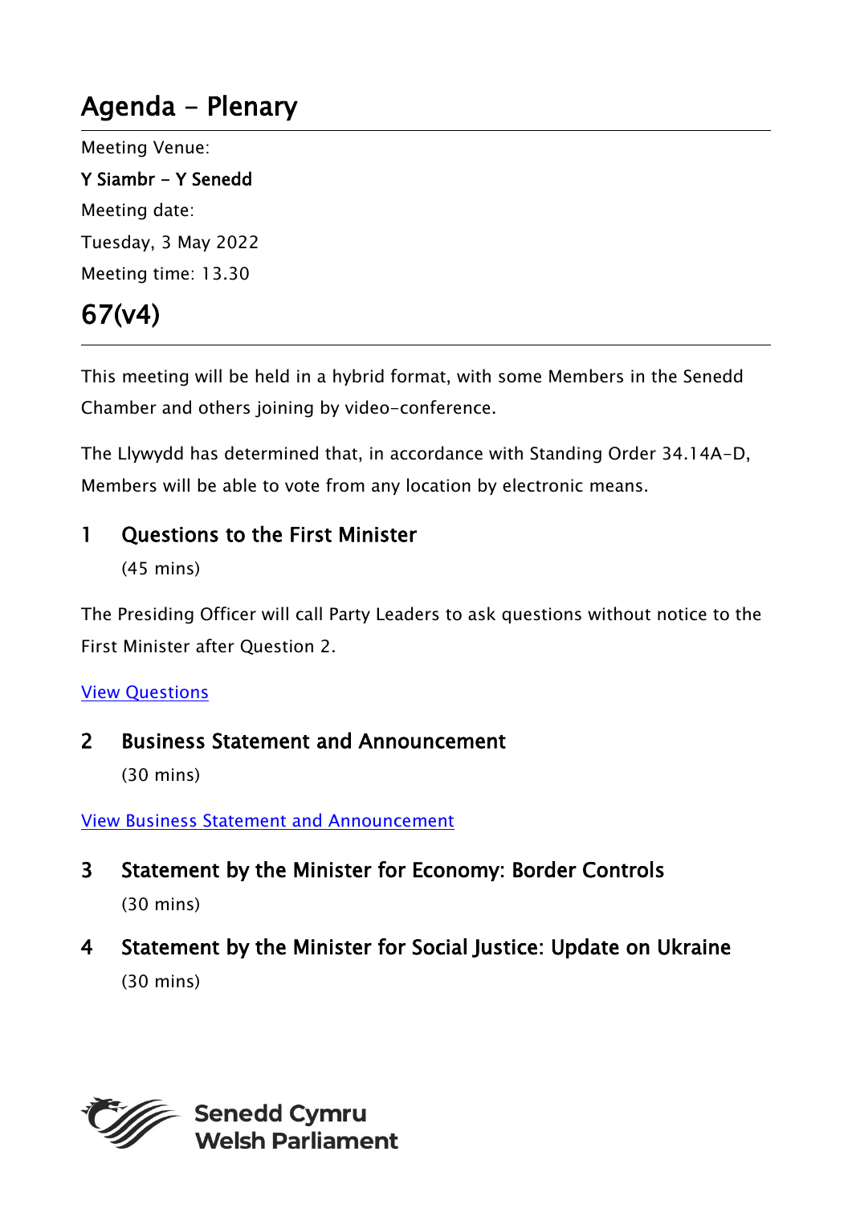# Agenda - Plenary

Meeting Venue:

**Y Siambr - Y Senedd**

Meeting date:

Tuesday, 3 May 2022

Meeting time: 13.30

# 67(v4)

This meeting will be held in a hybrid format, with some Members in the Senedd Chamber and others joining by video-conference.

The Llywydd has determined that, in accordance with Standing Order 34.14A-D, Members will be able to vote from any location by electronic means.

## 1 Questions to the First Minister

(45 mins)

The Presiding Officer will call Party Leaders to ask questions without notice to the First Minister after Question 2.

View Questions

## 2 Business Statement and Announcement

(30 mins)

View Business Statement and Announcement

## 3 Statement by the Minister for Economy: Border Controls

(30 mins)

## 4 Statement by the Minister for Social Justice: Update on Ukraine

(30 mins)

Senedd Cymru
Welsh Parliament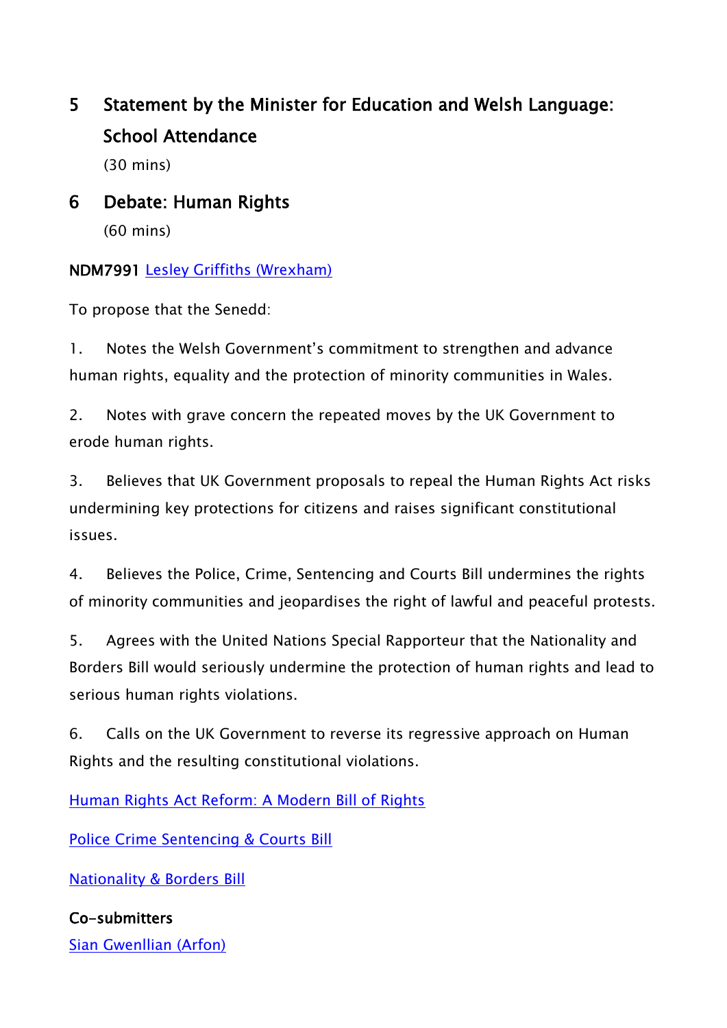## 5 Statement by the Minister for Education and Welsh Language: School Attendance

(30 mins)

## 6 Debate: Human Rights

(60 mins)

**NDM7991** [Lesley Griffiths (Wrexham)]

To propose that the Senedd:

1. Notes the Welsh Government's commitment to strengthen and advance human rights, equality and the protection of minority communities in Wales.

2. Notes with grave concern the repeated moves by the UK Government to erode human rights.

3. Believes that UK Government proposals to repeal the Human Rights Act risks undermining key protections for citizens and raises significant constitutional issues.

4. Believes the Police, Crime, Sentencing and Courts Bill undermines the rights of minority communities and jeopardises the right of lawful and peaceful protests.

5. Agrees with the United Nations Special Rapporteur that the Nationality and Borders Bill would seriously undermine the protection of human rights and lead to serious human rights violations.

6. Calls on the UK Government to reverse its regressive approach on Human Rights and the resulting constitutional violations.

[Human Rights Act Reform: A Modern Bill of Rights]

[Police Crime Sentencing & Courts Bill]

[Nationality & Borders Bill]

**Co-submitters**

[Sian Gwenllian (Arfon)]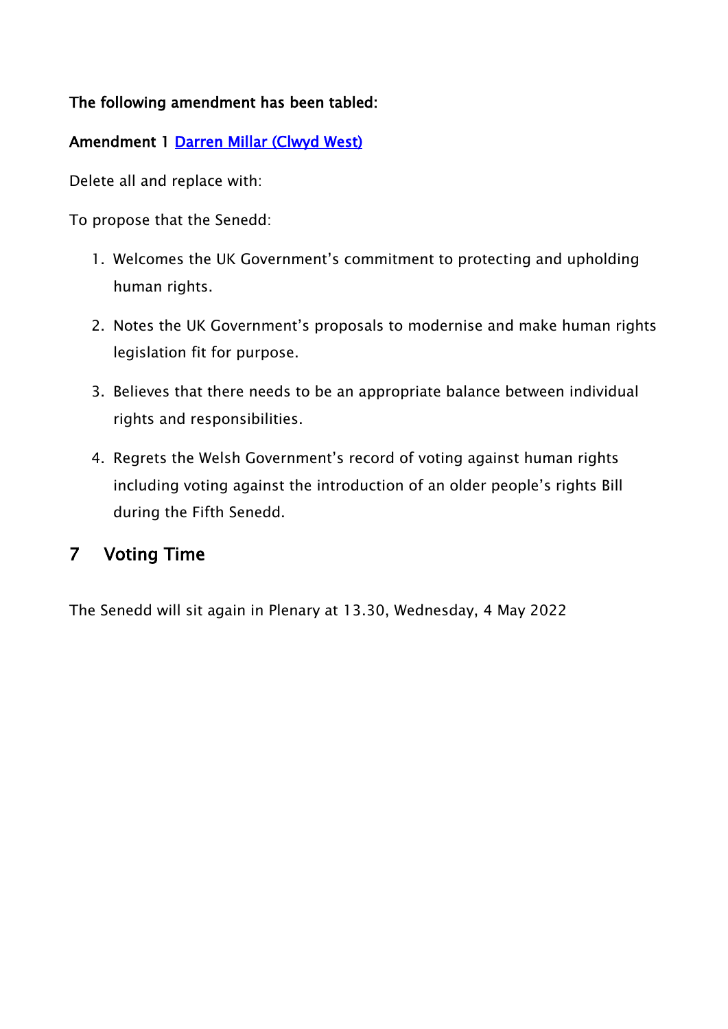**The following amendment has been tabled:**

**Amendment 1** [Darren Millar (Clwyd West)]

Delete all and replace with:

To propose that the Senedd:

1. Welcomes the UK Government's commitment to protecting and upholding human rights.
2. Notes the UK Government's proposals to modernise and make human rights legislation fit for purpose.
3. Believes that there needs to be an appropriate balance between individual rights and responsibilities.
4. Regrets the Welsh Government's record of voting against human rights including voting against the introduction of an older people's rights Bill during the Fifth Senedd.

## 7 Voting Time

The Senedd will sit again in Plenary at 13.30, Wednesday, 4 May 2022